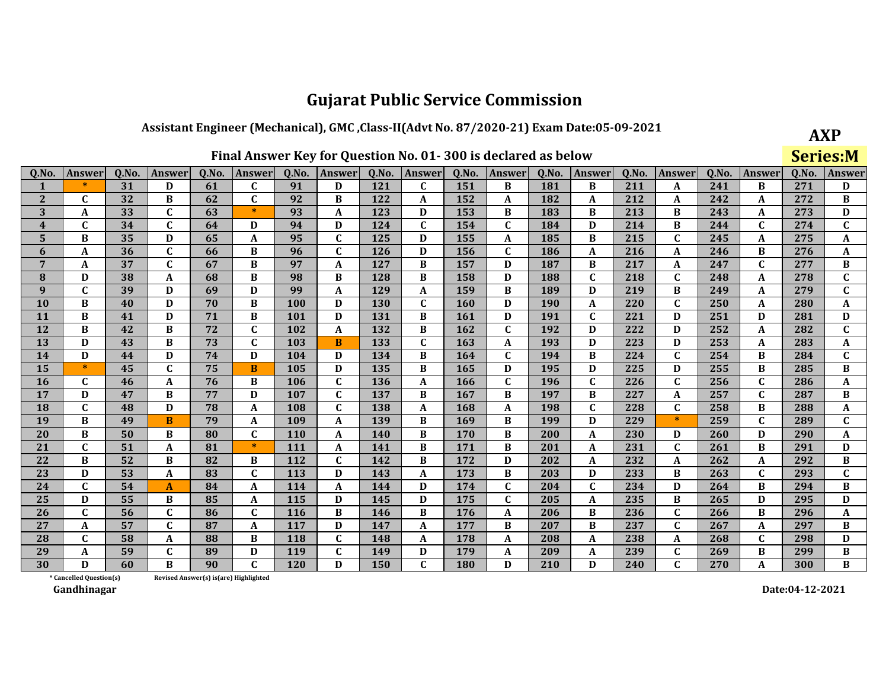# Gujarat Public Service Commission

## Assistant Engineer (Mechanical), GMC ,Class-II(Advt No. 87/2020-21) Exam Date:05-09-2021

**AXP**

**Series:M**

### Final Answer Key for Question No. 01- 300 is declared as below

| Q.No. | Answer | Q.No. | Answer | Q.No. | Answer | Q.No. | Answer | Q.No. | Answer | Q.No. | Answer | Q.No. | Answer | Q.No. | Answer | Q.No. | Answer | Q.No. | Answer |
|---|---|---|---|---|---|---|---|---|---|---|---|---|---|---|---|---|---|---|---|
| 1 | * | 31 | D | 61 | C | 91 | D | 121 | C | 151 | B | 181 | B | 211 | A | 241 | B | 271 | D |
| 2 | C | 32 | B | 62 | C | 92 | B | 122 | A | 152 | A | 182 | A | 212 | A | 242 | A | 272 | B |
| 3 | A | 33 | C | 63 | * | 93 | A | 123 | D | 153 | B | 183 | B | 213 | B | 243 | A | 273 | D |
| 4 | C | 34 | C | 64 | D | 94 | D | 124 | C | 154 | C | 184 | D | 214 | B | 244 | C | 274 | C |
| 5 | B | 35 | D | 65 | A | 95 | C | 125 | D | 155 | A | 185 | B | 215 | C | 245 | A | 275 | A |
| 6 | A | 36 | C | 66 | B | 96 | C | 126 | D | 156 | C | 186 | A | 216 | A | 246 | B | 276 | A |
| 7 | A | 37 | C | 67 | B | 97 | A | 127 | B | 157 | D | 187 | B | 217 | A | 247 | C | 277 | B |
| 8 | D | 38 | A | 68 | B | 98 | B | 128 | B | 158 | D | 188 | C | 218 | C | 248 | A | 278 | C |
| 9 | C | 39 | D | 69 | D | 99 | A | 129 | A | 159 | B | 189 | D | 219 | B | 249 | A | 279 | C |
| 10 | B | 40 | D | 70 | B | 100 | D | 130 | C | 160 | D | 190 | A | 220 | C | 250 | A | 280 | A |
| 11 | B | 41 | D | 71 | B | 101 | D | 131 | B | 161 | D | 191 | C | 221 | D | 251 | D | 281 | D |
| 12 | B | 42 | B | 72 | C | 102 | A | 132 | B | 162 | C | 192 | D | 222 | D | 252 | A | 282 | C |
| 13 | D | 43 | B | 73 | C | 103 | B | 133 | C | 163 | A | 193 | D | 223 | D | 253 | A | 283 | A |
| 14 | D | 44 | D | 74 | D | 104 | D | 134 | B | 164 | C | 194 | B | 224 | C | 254 | B | 284 | C |
| 15 | * | 45 | C | 75 | B | 105 | D | 135 | B | 165 | D | 195 | D | 225 | D | 255 | B | 285 | B |
| 16 | C | 46 | A | 76 | B | 106 | C | 136 | A | 166 | C | 196 | C | 226 | C | 256 | C | 286 | A |
| 17 | D | 47 | B | 77 | D | 107 | C | 137 | B | 167 | B | 197 | B | 227 | A | 257 | C | 287 | B |
| 18 | C | 48 | D | 78 | A | 108 | C | 138 | A | 168 | A | 198 | C | 228 | C | 258 | B | 288 | A |
| 19 | B | 49 | B | 79 | A | 109 | A | 139 | B | 169 | B | 199 | D | 229 | * | 259 | C | 289 | C |
| 20 | B | 50 | B | 80 | C | 110 | A | 140 | B | 170 | B | 200 | A | 230 | D | 260 | D | 290 | A |
| 21 | C | 51 | A | 81 | * | 111 | A | 141 | B | 171 | B | 201 | A | 231 | C | 261 | B | 291 | D |
| 22 | B | 52 | B | 82 | B | 112 | C | 142 | B | 172 | D | 202 | A | 232 | A | 262 | A | 292 | B |
| 23 | D | 53 | A | 83 | C | 113 | D | 143 | A | 173 | B | 203 | D | 233 | B | 263 | C | 293 | C |
| 24 | C | 54 | A | 84 | A | 114 | A | 144 | D | 174 | C | 204 | C | 234 | D | 264 | B | 294 | B |
| 25 | D | 55 | B | 85 | A | 115 | D | 145 | D | 175 | C | 205 | A | 235 | B | 265 | D | 295 | D |
| 26 | C | 56 | C | 86 | C | 116 | B | 146 | B | 176 | A | 206 | B | 236 | C | 266 | B | 296 | A |
| 27 | A | 57 | C | 87 | A | 117 | D | 147 | A | 177 | B | 207 | B | 237 | C | 267 | A | 297 | B |
| 28 | C | 58 | A | 88 | B | 118 | C | 148 | A | 178 | A | 208 | A | 238 | A | 268 | C | 298 | D |
| 29 | A | 59 | C | 89 | D | 119 | C | 149 | D | 179 | A | 209 | A | 239 | C | 269 | B | 299 | B |
| 30 | D | 60 | B | 90 | C | 120 | D | 150 | C | 180 | D | 210 | D | 240 | C | 270 | A | 300 | B |

\* Cancelled Question(s)     Revised Answer(s) is(are) Highlighted

Gandhinagar

Date:04-12-2021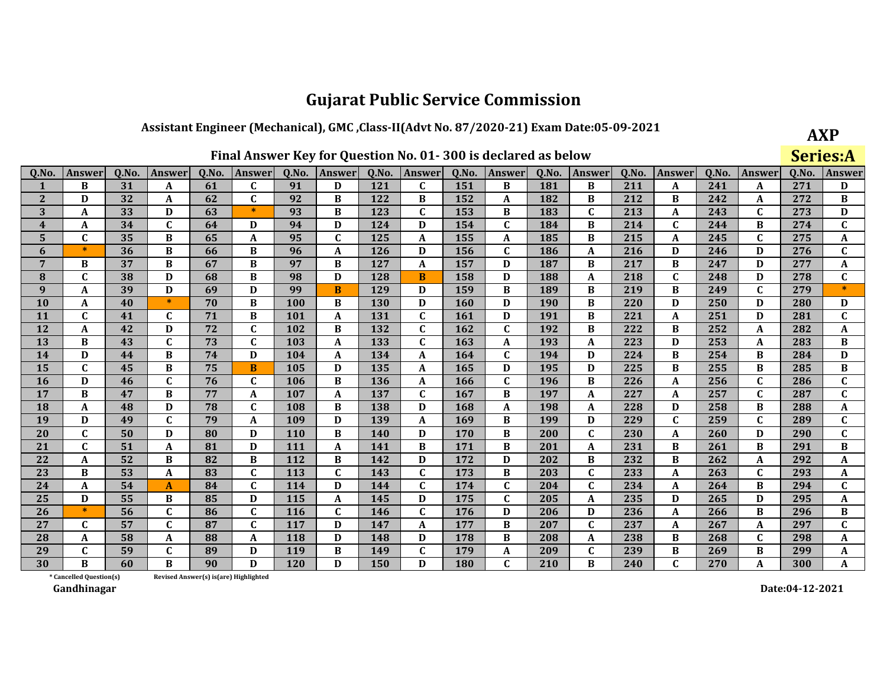# Gujarat Public Service Commission

### Assistant Engineer (Mechanical), GMC ,Class-II(Advt No. 87/2020-21) Exam Date:05-09-2021

**AXP**

**Series:A**

### Final Answer Key for Question No. 01- 300 is declared as below

| Q.No. | Answer | Q.No. | Answer | Q.No. | Answer | Q.No. | Answer | Q.No. | Answer | Q.No. | Answer | Q.No. | Answer | Q.No. | Answer | Q.No. | Answer | Q.No. | Answer |
|---|---|---|---|---|---|---|---|---|---|---|---|---|---|---|---|---|---|---|---|
| 1 | B | 31 | A | 61 | C | 91 | D | 121 | C | 151 | B | 181 | B | 211 | A | 241 | A | 271 | D |
| 2 | D | 32 | A | 62 | C | 92 | B | 122 | B | 152 | A | 182 | B | 212 | B | 242 | A | 272 | B |
| 3 | A | 33 | D | 63 | * | 93 | B | 123 | C | 153 | B | 183 | C | 213 | A | 243 | C | 273 | D |
| 4 | A | 34 | C | 64 | D | 94 | D | 124 | D | 154 | C | 184 | B | 214 | C | 244 | B | 274 | C |
| 5 | C | 35 | B | 65 | A | 95 | C | 125 | A | 155 | A | 185 | B | 215 | A | 245 | C | 275 | A |
| 6 | * | 36 | B | 66 | B | 96 | A | 126 | D | 156 | C | 186 | A | 216 | D | 246 | D | 276 | C |
| 7 | B | 37 | B | 67 | B | 97 | B | 127 | A | 157 | D | 187 | B | 217 | B | 247 | D | 277 | A |
| 8 | C | 38 | D | 68 | B | 98 | D | 128 | B | 158 | D | 188 | A | 218 | C | 248 | D | 278 | C |
| 9 | A | 39 | D | 69 | D | 99 | B | 129 | D | 159 | B | 189 | B | 219 | B | 249 | C | 279 | * |
| 10 | A | 40 | * | 70 | B | 100 | B | 130 | D | 160 | D | 190 | B | 220 | D | 250 | D | 280 | D |
| 11 | C | 41 | C | 71 | B | 101 | A | 131 | C | 161 | D | 191 | B | 221 | A | 251 | D | 281 | C |
| 12 | A | 42 | D | 72 | C | 102 | B | 132 | C | 162 | C | 192 | B | 222 | B | 252 | A | 282 | A |
| 13 | B | 43 | C | 73 | C | 103 | A | 133 | C | 163 | A | 193 | A | 223 | D | 253 | A | 283 | B |
| 14 | D | 44 | B | 74 | D | 104 | A | 134 | A | 164 | C | 194 | D | 224 | B | 254 | B | 284 | D |
| 15 | C | 45 | B | 75 | B | 105 | D | 135 | A | 165 | D | 195 | D | 225 | B | 255 | B | 285 | B |
| 16 | D | 46 | C | 76 | C | 106 | B | 136 | A | 166 | C | 196 | B | 226 | A | 256 | C | 286 | C |
| 17 | B | 47 | B | 77 | A | 107 | A | 137 | C | 167 | B | 197 | A | 227 | A | 257 | C | 287 | C |
| 18 | A | 48 | D | 78 | C | 108 | B | 138 | D | 168 | A | 198 | A | 228 | D | 258 | B | 288 | A |
| 19 | D | 49 | C | 79 | A | 109 | D | 139 | A | 169 | B | 199 | D | 229 | C | 259 | C | 289 | C |
| 20 | C | 50 | D | 80 | D | 110 | B | 140 | D | 170 | B | 200 | C | 230 | A | 260 | D | 290 | C |
| 21 | C | 51 | A | 81 | D | 111 | A | 141 | B | 171 | B | 201 | A | 231 | B | 261 | B | 291 | B |
| 22 | A | 52 | B | 82 | B | 112 | B | 142 | D | 172 | D | 202 | B | 232 | B | 262 | A | 292 | A |
| 23 | B | 53 | A | 83 | C | 113 | C | 143 | C | 173 | B | 203 | C | 233 | A | 263 | C | 293 | A |
| 24 | A | 54 | A | 84 | C | 114 | D | 144 | C | 174 | C | 204 | C | 234 | A | 264 | B | 294 | C |
| 25 | D | 55 | B | 85 | D | 115 | A | 145 | D | 175 | C | 205 | A | 235 | D | 265 | D | 295 | A |
| 26 | * | 56 | C | 86 | C | 116 | C | 146 | C | 176 | D | 206 | D | 236 | A | 266 | B | 296 | B |
| 27 | C | 57 | C | 87 | C | 117 | D | 147 | A | 177 | B | 207 | C | 237 | A | 267 | A | 297 | C |
| 28 | A | 58 | A | 88 | A | 118 | D | 148 | D | 178 | B | 208 | A | 238 | B | 268 | C | 298 | A |
| 29 | C | 59 | C | 89 | D | 119 | B | 149 | C | 179 | A | 209 | C | 239 | B | 269 | B | 299 | A |
| 30 | B | 60 | B | 90 | D | 120 | D | 150 | D | 180 | C | 210 | B | 240 | C | 270 | A | 300 | A |

* Cancelled Question(s)    Revised Answer(s) is(are) Highlighted

Gandhinagar

Date:04-12-2021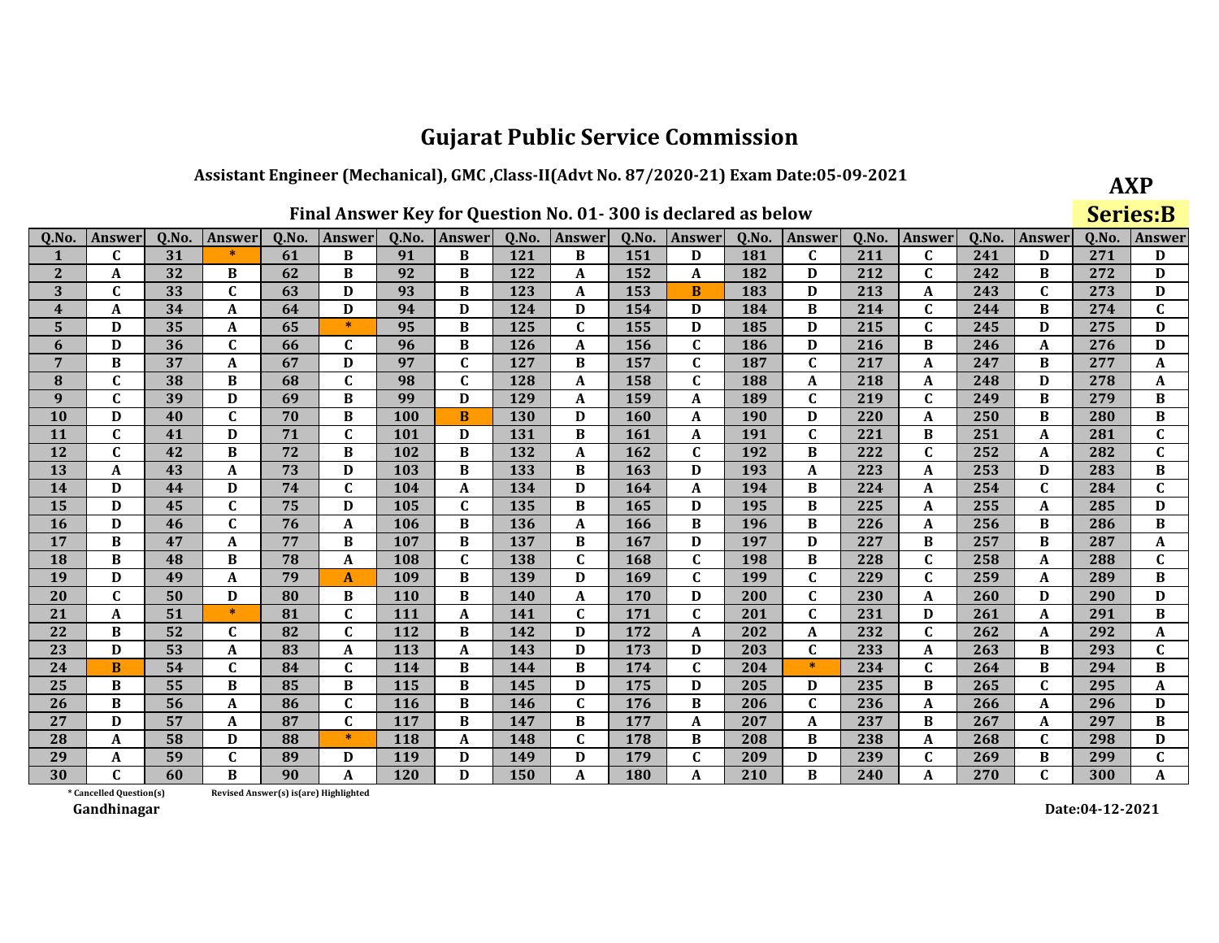# Gujarat Public Service Commission

## Assistant Engineer (Mechanical), GMC ,Class-II(Advt No. 87/2020-21) Exam Date:05-09-2021

**AXP**

**Series:B**

### Final Answer Key for Question No. 01- 300 is declared as below

| Q.No. | Answer | Q.No. | Answer | Q.No. | Answer | Q.No. | Answer | Q.No. | Answer | Q.No. | Answer | Q.No. | Answer | Q.No. | Answer | Q.No. | Answer | Q.No. | Answer |
|---|---|---|---|---|---|---|---|---|---|---|---|---|---|---|---|---|---|---|---|
| 1 | C | 31 | * | 61 | B | 91 | B | 121 | B | 151 | D | 181 | C | 211 | C | 241 | D | 271 | D |
| 2 | A | 32 | B | 62 | B | 92 | B | 122 | A | 152 | A | 182 | D | 212 | C | 242 | B | 272 | D |
| 3 | C | 33 | C | 63 | D | 93 | B | 123 | A | 153 | B | 183 | D | 213 | A | 243 | C | 273 | D |
| 4 | A | 34 | A | 64 | D | 94 | D | 124 | D | 154 | D | 184 | B | 214 | C | 244 | B | 274 | C |
| 5 | D | 35 | A | 65 | * | 95 | B | 125 | C | 155 | D | 185 | D | 215 | C | 245 | D | 275 | D |
| 6 | D | 36 | C | 66 | C | 96 | B | 126 | A | 156 | C | 186 | D | 216 | B | 246 | A | 276 | D |
| 7 | B | 37 | A | 67 | D | 97 | C | 127 | B | 157 | C | 187 | C | 217 | A | 247 | B | 277 | A |
| 8 | C | 38 | B | 68 | C | 98 | C | 128 | A | 158 | C | 188 | A | 218 | A | 248 | D | 278 | A |
| 9 | C | 39 | D | 69 | B | 99 | D | 129 | A | 159 | A | 189 | C | 219 | C | 249 | B | 279 | B |
| 10 | D | 40 | C | 70 | B | 100 | B | 130 | D | 160 | A | 190 | D | 220 | A | 250 | B | 280 | B |
| 11 | C | 41 | D | 71 | C | 101 | D | 131 | B | 161 | A | 191 | C | 221 | B | 251 | A | 281 | C |
| 12 | C | 42 | B | 72 | B | 102 | B | 132 | A | 162 | C | 192 | B | 222 | C | 252 | A | 282 | C |
| 13 | A | 43 | A | 73 | D | 103 | B | 133 | B | 163 | D | 193 | A | 223 | A | 253 | D | 283 | B |
| 14 | D | 44 | D | 74 | C | 104 | A | 134 | D | 164 | A | 194 | B | 224 | A | 254 | C | 284 | C |
| 15 | D | 45 | C | 75 | D | 105 | C | 135 | B | 165 | D | 195 | B | 225 | A | 255 | A | 285 | D |
| 16 | D | 46 | C | 76 | A | 106 | B | 136 | A | 166 | B | 196 | B | 226 | A | 256 | B | 286 | B |
| 17 | B | 47 | A | 77 | B | 107 | B | 137 | B | 167 | D | 197 | D | 227 | B | 257 | B | 287 | A |
| 18 | B | 48 | B | 78 | A | 108 | C | 138 | C | 168 | C | 198 | B | 228 | C | 258 | A | 288 | C |
| 19 | D | 49 | A | 79 | A | 109 | B | 139 | D | 169 | C | 199 | C | 229 | C | 259 | A | 289 | B |
| 20 | C | 50 | D | 80 | B | 110 | B | 140 | A | 170 | D | 200 | C | 230 | A | 260 | D | 290 | D |
| 21 | A | 51 | * | 81 | C | 111 | A | 141 | C | 171 | C | 201 | C | 231 | D | 261 | A | 291 | B |
| 22 | B | 52 | C | 82 | C | 112 | B | 142 | D | 172 | A | 202 | A | 232 | C | 262 | A | 292 | A |
| 23 | D | 53 | A | 83 | A | 113 | A | 143 | D | 173 | D | 203 | C | 233 | A | 263 | B | 293 | C |
| 24 | B | 54 | C | 84 | C | 114 | B | 144 | B | 174 | C | 204 | * | 234 | C | 264 | B | 294 | B |
| 25 | B | 55 | B | 85 | B | 115 | B | 145 | D | 175 | D | 205 | D | 235 | B | 265 | C | 295 | A |
| 26 | B | 56 | A | 86 | C | 116 | B | 146 | C | 176 | B | 206 | C | 236 | A | 266 | A | 296 | D |
| 27 | D | 57 | A | 87 | C | 117 | B | 147 | B | 177 | A | 207 | A | 237 | B | 267 | A | 297 | B |
| 28 | A | 58 | D | 88 | * | 118 | A | 148 | C | 178 | B | 208 | B | 238 | A | 268 | C | 298 | D |
| 29 | A | 59 | C | 89 | D | 119 | D | 149 | D | 179 | C | 209 | D | 239 | C | 269 | B | 299 | C |
| 30 | C | 60 | B | 90 | A | 120 | D | 150 | A | 180 | A | 210 | B | 240 | A | 270 | C | 300 | A |

\* Cancelled Question(s)    Revised Answer(s) is(are) Highlighted

Gandhinagar

Date:04-12-2021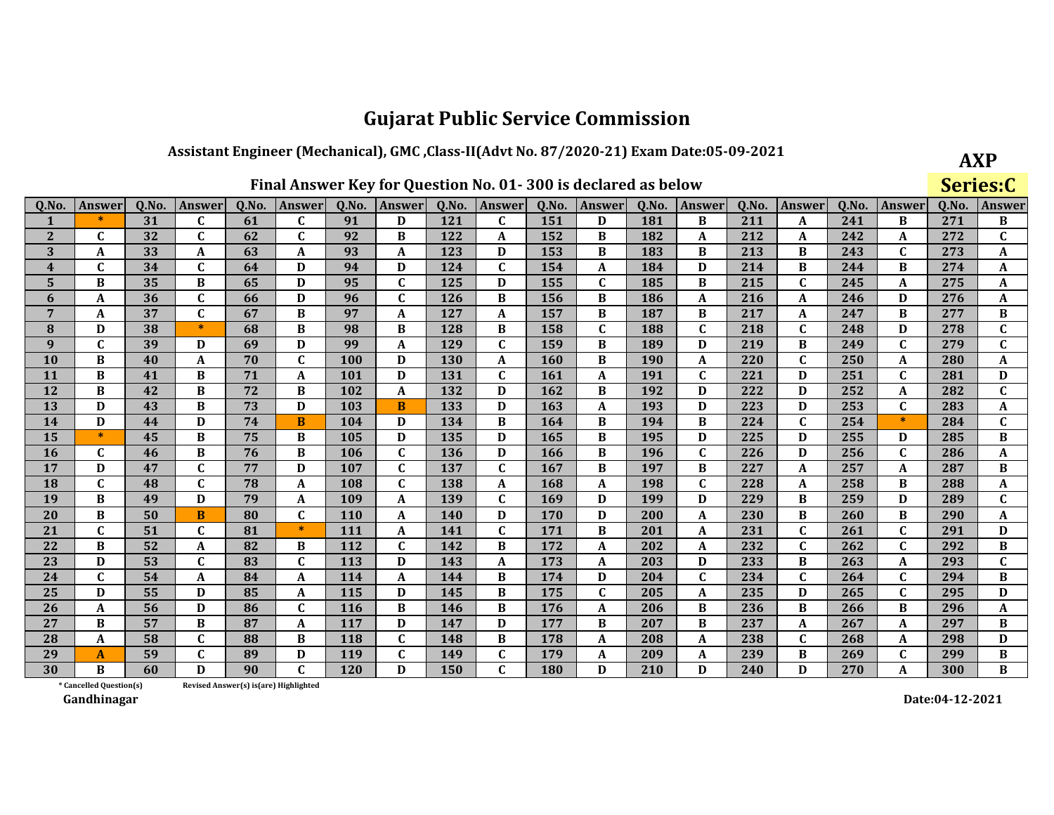# Gujarat Public Service Commission

## Assistant Engineer (Mechanical), GMC ,Class-II(Advt No. 87/2020-21) Exam Date:05-09-2021

**AXP**

**Series:C**

### Final Answer Key for Question No. 01- 300 is declared as below

| Q.No. | Answer | Q.No. | Answer | Q.No. | Answer | Q.No. | Answer | Q.No. | Answer | Q.No. | Answer | Q.No. | Answer | Q.No. | Answer | Q.No. | Answer | Q.No. | Answer |
|---|---|---|---|---|---|---|---|---|---|---|---|---|---|---|---|---|---|---|---|
| 1 | * | 31 | C | 61 | C | 91 | D | 121 | C | 151 | D | 181 | B | 211 | A | 241 | B | 271 | B |
| 2 | C | 32 | C | 62 | C | 92 | B | 122 | A | 152 | B | 182 | A | 212 | A | 242 | A | 272 | C |
| 3 | A | 33 | A | 63 | A | 93 | A | 123 | D | 153 | B | 183 | B | 213 | B | 243 | C | 273 | A |
| 4 | C | 34 | C | 64 | D | 94 | D | 124 | C | 154 | A | 184 | D | 214 | B | 244 | B | 274 | A |
| 5 | B | 35 | B | 65 | D | 95 | C | 125 | D | 155 | C | 185 | B | 215 | C | 245 | A | 275 | A |
| 6 | A | 36 | C | 66 | D | 96 | C | 126 | B | 156 | B | 186 | A | 216 | A | 246 | D | 276 | A |
| 7 | A | 37 | C | 67 | B | 97 | A | 127 | A | 157 | B | 187 | B | 217 | A | 247 | B | 277 | B |
| 8 | D | 38 | * | 68 | B | 98 | B | 128 | B | 158 | C | 188 | C | 218 | C | 248 | D | 278 | C |
| 9 | C | 39 | D | 69 | D | 99 | A | 129 | C | 159 | B | 189 | D | 219 | B | 249 | C | 279 | C |
| 10 | B | 40 | A | 70 | C | 100 | D | 130 | A | 160 | B | 190 | A | 220 | C | 250 | A | 280 | A |
| 11 | B | 41 | B | 71 | A | 101 | D | 131 | C | 161 | A | 191 | C | 221 | D | 251 | C | 281 | D |
| 12 | B | 42 | B | 72 | B | 102 | A | 132 | D | 162 | B | 192 | D | 222 | D | 252 | A | 282 | C |
| 13 | D | 43 | B | 73 | D | 103 | B | 133 | D | 163 | A | 193 | D | 223 | D | 253 | C | 283 | A |
| 14 | D | 44 | D | 74 | B | 104 | D | 134 | B | 164 | B | 194 | B | 224 | C | 254 | * | 284 | C |
| 15 | * | 45 | B | 75 | B | 105 | D | 135 | D | 165 | B | 195 | D | 225 | D | 255 | D | 285 | B |
| 16 | C | 46 | B | 76 | B | 106 | C | 136 | D | 166 | B | 196 | C | 226 | D | 256 | C | 286 | A |
| 17 | D | 47 | C | 77 | D | 107 | C | 137 | C | 167 | B | 197 | B | 227 | A | 257 | A | 287 | B |
| 18 | C | 48 | C | 78 | A | 108 | C | 138 | A | 168 | A | 198 | C | 228 | A | 258 | B | 288 | A |
| 19 | B | 49 | D | 79 | A | 109 | A | 139 | C | 169 | D | 199 | D | 229 | B | 259 | D | 289 | C |
| 20 | B | 50 | B | 80 | C | 110 | A | 140 | D | 170 | D | 200 | A | 230 | B | 260 | B | 290 | A |
| 21 | C | 51 | C | 81 | * | 111 | A | 141 | C | 171 | B | 201 | A | 231 | C | 261 | C | 291 | D |
| 22 | B | 52 | A | 82 | B | 112 | C | 142 | B | 172 | A | 202 | A | 232 | C | 262 | C | 292 | B |
| 23 | D | 53 | C | 83 | C | 113 | D | 143 | A | 173 | A | 203 | D | 233 | B | 263 | A | 293 | C |
| 24 | C | 54 | A | 84 | A | 114 | A | 144 | B | 174 | D | 204 | C | 234 | C | 264 | C | 294 | B |
| 25 | D | 55 | D | 85 | A | 115 | D | 145 | B | 175 | C | 205 | A | 235 | D | 265 | C | 295 | D |
| 26 | A | 56 | D | 86 | C | 116 | B | 146 | B | 176 | A | 206 | B | 236 | B | 266 | B | 296 | A |
| 27 | B | 57 | B | 87 | A | 117 | D | 147 | D | 177 | B | 207 | B | 237 | A | 267 | A | 297 | B |
| 28 | A | 58 | C | 88 | B | 118 | C | 148 | B | 178 | A | 208 | A | 238 | C | 268 | A | 298 | D |
| 29 | A | 59 | C | 89 | D | 119 | C | 149 | C | 179 | A | 209 | A | 239 | B | 269 | C | 299 | B |
| 30 | B | 60 | D | 90 | C | 120 | D | 150 | C | 180 | D | 210 | D | 240 | D | 270 | A | 300 | B |

\* Cancelled Question(s)    Revised Answer(s) is(are) Highlighted

Gandhinagar

Date:04-12-2021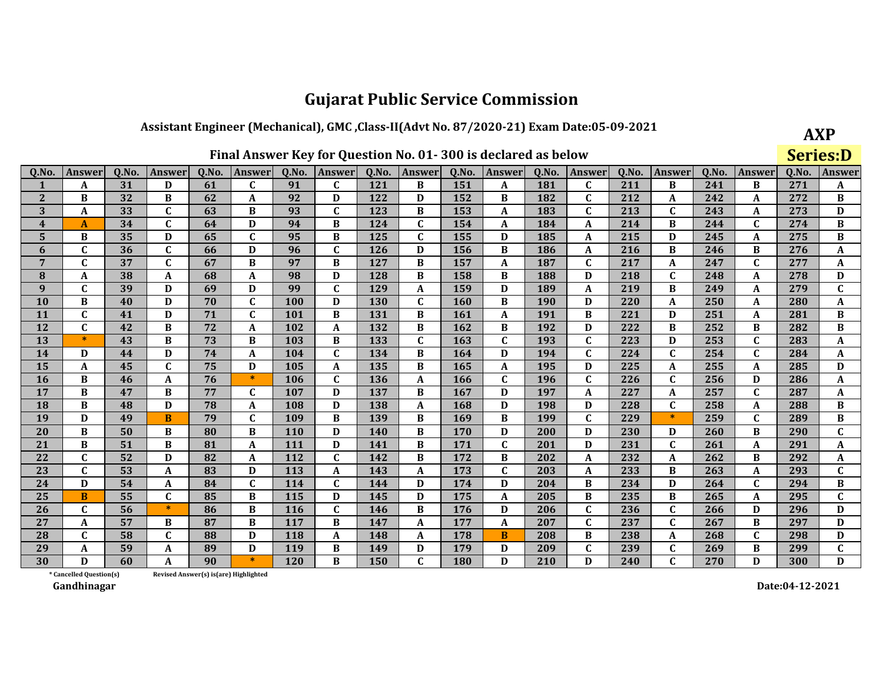# Gujarat Public Service Commission

## Assistant Engineer (Mechanical), GMC ,Class-II(Advt No. 87/2020-21) Exam Date:05-09-2021

**AXP**

**Series:D**

### Final Answer Key for Question No. 01- 300 is declared as below

| Q.No. | Answer | Q.No. | Answer | Q.No. | Answer | Q.No. | Answer | Q.No. | Answer | Q.No. | Answer | Q.No. | Answer | Q.No. | Answer | Q.No. | Answer | Q.No. | Answer |
|---|---|---|---|---|---|---|---|---|---|---|---|---|---|---|---|---|---|---|---|
| 1 | A | 31 | D | 61 | C | 91 | C | 121 | B | 151 | A | 181 | C | 211 | B | 241 | B | 271 | A |
| 2 | B | 32 | B | 62 | A | 92 | D | 122 | D | 152 | B | 182 | C | 212 | A | 242 | A | 272 | B |
| 3 | A | 33 | C | 63 | B | 93 | C | 123 | B | 153 | A | 183 | C | 213 | C | 243 | A | 273 | D |
| 4 | A | 34 | C | 64 | D | 94 | B | 124 | C | 154 | A | 184 | A | 214 | B | 244 | C | 274 | B |
| 5 | B | 35 | D | 65 | C | 95 | B | 125 | C | 155 | D | 185 | A | 215 | D | 245 | A | 275 | B |
| 6 | C | 36 | C | 66 | D | 96 | C | 126 | D | 156 | B | 186 | A | 216 | B | 246 | B | 276 | A |
| 7 | C | 37 | C | 67 | B | 97 | B | 127 | B | 157 | A | 187 | C | 217 | A | 247 | C | 277 | A |
| 8 | A | 38 | A | 68 | A | 98 | D | 128 | B | 158 | B | 188 | D | 218 | C | 248 | A | 278 | D |
| 9 | C | 39 | D | 69 | D | 99 | C | 129 | A | 159 | D | 189 | A | 219 | B | 249 | A | 279 | C |
| 10 | B | 40 | D | 70 | C | 100 | D | 130 | C | 160 | B | 190 | D | 220 | A | 250 | A | 280 | A |
| 11 | C | 41 | D | 71 | C | 101 | B | 131 | B | 161 | A | 191 | B | 221 | D | 251 | A | 281 | B |
| 12 | C | 42 | B | 72 | A | 102 | A | 132 | B | 162 | B | 192 | D | 222 | B | 252 | B | 282 | B |
| 13 | * | 43 | B | 73 | B | 103 | B | 133 | C | 163 | C | 193 | C | 223 | D | 253 | C | 283 | A |
| 14 | D | 44 | D | 74 | A | 104 | C | 134 | B | 164 | D | 194 | C | 224 | C | 254 | C | 284 | A |
| 15 | A | 45 | C | 75 | D | 105 | A | 135 | B | 165 | A | 195 | D | 225 | A | 255 | A | 285 | D |
| 16 | B | 46 | A | 76 | * | 106 | C | 136 | A | 166 | C | 196 | C | 226 | C | 256 | D | 286 | A |
| 17 | B | 47 | B | 77 | C | 107 | D | 137 | B | 167 | D | 197 | A | 227 | A | 257 | C | 287 | A |
| 18 | B | 48 | D | 78 | A | 108 | D | 138 | A | 168 | D | 198 | D | 228 | C | 258 | A | 288 | B |
| 19 | D | 49 | B | 79 | C | 109 | B | 139 | B | 169 | B | 199 | C | 229 | * | 259 | C | 289 | B |
| 20 | B | 50 | B | 80 | B | 110 | D | 140 | B | 170 | D | 200 | D | 230 | D | 260 | B | 290 | C |
| 21 | B | 51 | B | 81 | A | 111 | D | 141 | B | 171 | C | 201 | D | 231 | C | 261 | A | 291 | A |
| 22 | C | 52 | D | 82 | A | 112 | C | 142 | B | 172 | B | 202 | A | 232 | A | 262 | B | 292 | A |
| 23 | C | 53 | A | 83 | D | 113 | A | 143 | A | 173 | C | 203 | A | 233 | B | 263 | A | 293 | C |
| 24 | D | 54 | A | 84 | C | 114 | C | 144 | D | 174 | D | 204 | B | 234 | D | 264 | C | 294 | B |
| 25 | B | 55 | C | 85 | B | 115 | D | 145 | D | 175 | A | 205 | B | 235 | B | 265 | A | 295 | C |
| 26 | C | 56 | * | 86 | B | 116 | C | 146 | B | 176 | D | 206 | C | 236 | C | 266 | D | 296 | D |
| 27 | A | 57 | B | 87 | B | 117 | B | 147 | A | 177 | A | 207 | C | 237 | C | 267 | B | 297 | D |
| 28 | C | 58 | C | 88 | D | 118 | A | 148 | A | 178 | B | 208 | B | 238 | A | 268 | C | 298 | D |
| 29 | A | 59 | A | 89 | D | 119 | B | 149 | D | 179 | D | 209 | C | 239 | C | 269 | B | 299 | C |
| 30 | D | 60 | A | 90 | * | 120 | B | 150 | C | 180 | D | 210 | D | 240 | C | 270 | D | 300 | D |

* Cancelled Question(s)    Revised Answer(s) is(are) Highlighted

Gandhinagar

Date:04-12-2021